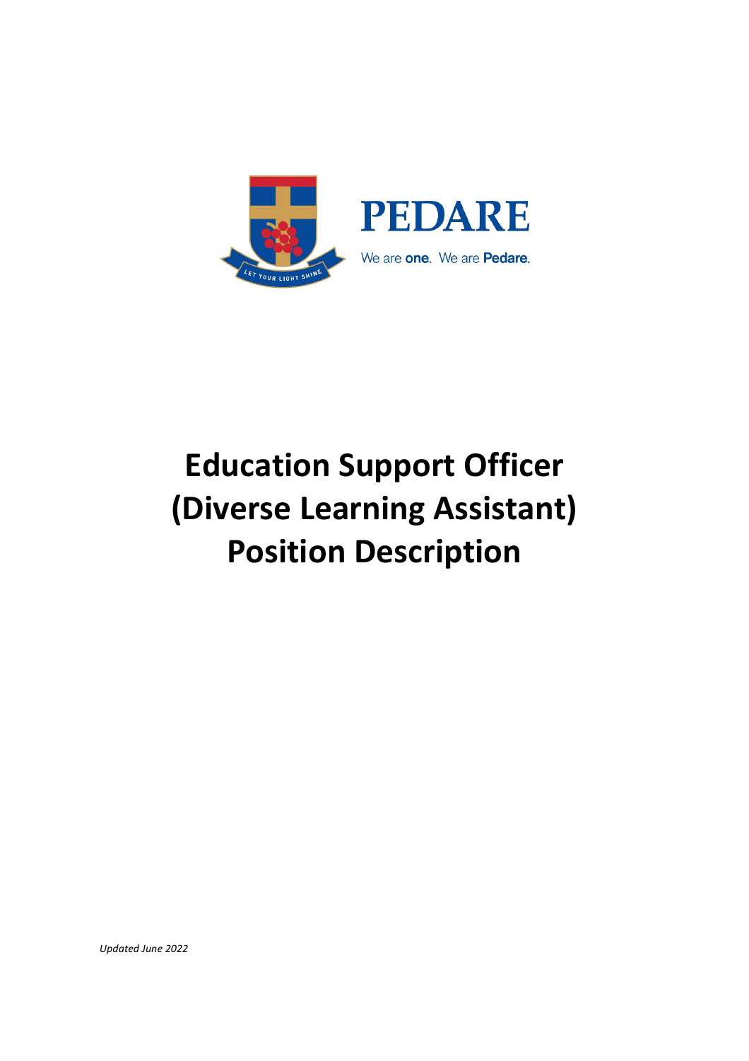PEDARE

We are **one**. We are **Pedare**.

LET YOUR LIGHT SHINE

# Education Support Officer (Diverse Learning Assistant) Position Description

*Updated June 2022*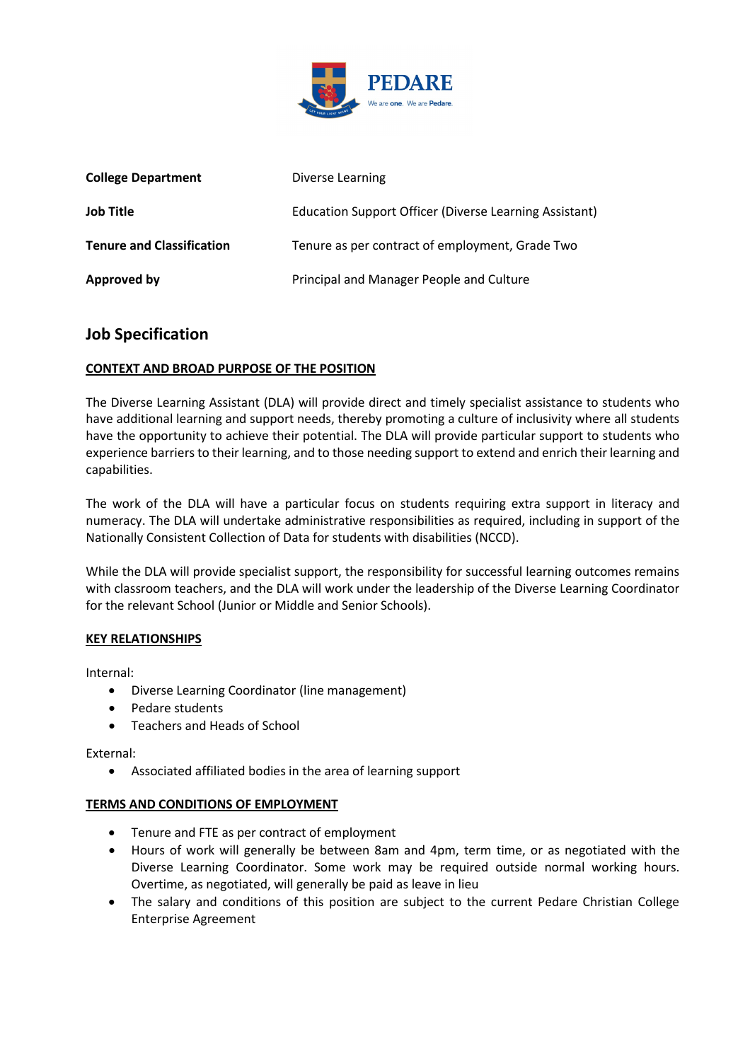| | |
|---|---|
| **College Department** | Diverse Learning |
| **Job Title** | Education Support Officer (Diverse Learning Assistant) |
| **Tenure and Classification** | Tenure as per contract of employment, Grade Two |
| **Approved by** | Principal and Manager People and Culture |

## Job Specification

### CONTEXT AND BROAD PURPOSE OF THE POSITION

The Diverse Learning Assistant (DLA) will provide direct and timely specialist assistance to students who have additional learning and support needs, thereby promoting a culture of inclusivity where all students have the opportunity to achieve their potential. The DLA will provide particular support to students who experience barriers to their learning, and to those needing support to extend and enrich their learning and capabilities.

The work of the DLA will have a particular focus on students requiring extra support in literacy and numeracy. The DLA will undertake administrative responsibilities as required, including in support of the Nationally Consistent Collection of Data for students with disabilities (NCCD).

While the DLA will provide specialist support, the responsibility for successful learning outcomes remains with classroom teachers, and the DLA will work under the leadership of the Diverse Learning Coordinator for the relevant School (Junior or Middle and Senior Schools).

### KEY RELATIONSHIPS

Internal:

- Diverse Learning Coordinator (line management)
- Pedare students
- Teachers and Heads of School

External:

- Associated affiliated bodies in the area of learning support

### TERMS AND CONDITIONS OF EMPLOYMENT

- Tenure and FTE as per contract of employment
- Hours of work will generally be between 8am and 4pm, term time, or as negotiated with the Diverse Learning Coordinator. Some work may be required outside normal working hours. Overtime, as negotiated, will generally be paid as leave in lieu
- The salary and conditions of this position are subject to the current Pedare Christian College Enterprise Agreement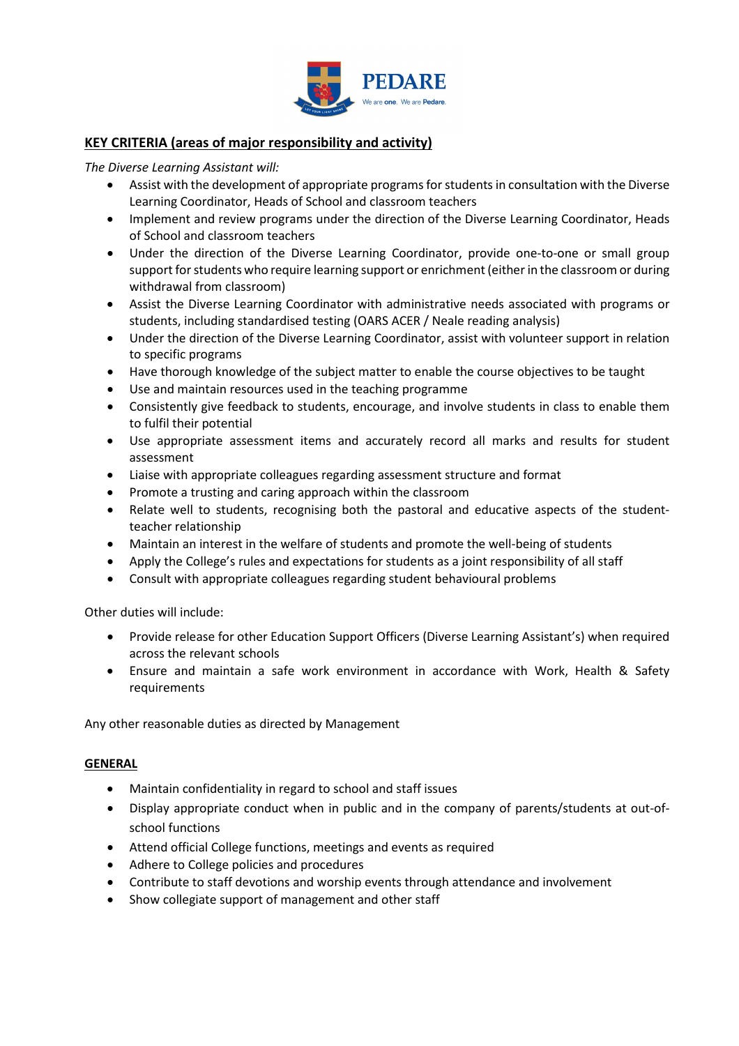## KEY CRITERIA (areas of major responsibility and activity)

*The Diverse Learning Assistant will:*

- Assist with the development of appropriate programs for students in consultation with the Diverse Learning Coordinator, Heads of School and classroom teachers
- Implement and review programs under the direction of the Diverse Learning Coordinator, Heads of School and classroom teachers
- Under the direction of the Diverse Learning Coordinator, provide one-to-one or small group support for students who require learning support or enrichment (either in the classroom or during withdrawal from classroom)
- Assist the Diverse Learning Coordinator with administrative needs associated with programs or students, including standardised testing (OARS ACER / Neale reading analysis)
- Under the direction of the Diverse Learning Coordinator, assist with volunteer support in relation to specific programs
- Have thorough knowledge of the subject matter to enable the course objectives to be taught
- Use and maintain resources used in the teaching programme
- Consistently give feedback to students, encourage, and involve students in class to enable them to fulfil their potential
- Use appropriate assessment items and accurately record all marks and results for student assessment
- Liaise with appropriate colleagues regarding assessment structure and format
- Promote a trusting and caring approach within the classroom
- Relate well to students, recognising both the pastoral and educative aspects of the student-teacher relationship
- Maintain an interest in the welfare of students and promote the well-being of students
- Apply the College's rules and expectations for students as a joint responsibility of all staff
- Consult with appropriate colleagues regarding student behavioural problems

Other duties will include:

- Provide release for other Education Support Officers (Diverse Learning Assistant's) when required across the relevant schools
- Ensure and maintain a safe work environment in accordance with Work, Health & Safety requirements

Any other reasonable duties as directed by Management

## GENERAL

- Maintain confidentiality in regard to school and staff issues
- Display appropriate conduct when in public and in the company of parents/students at out-of-school functions
- Attend official College functions, meetings and events as required
- Adhere to College policies and procedures
- Contribute to staff devotions and worship events through attendance and involvement
- Show collegiate support of management and other staff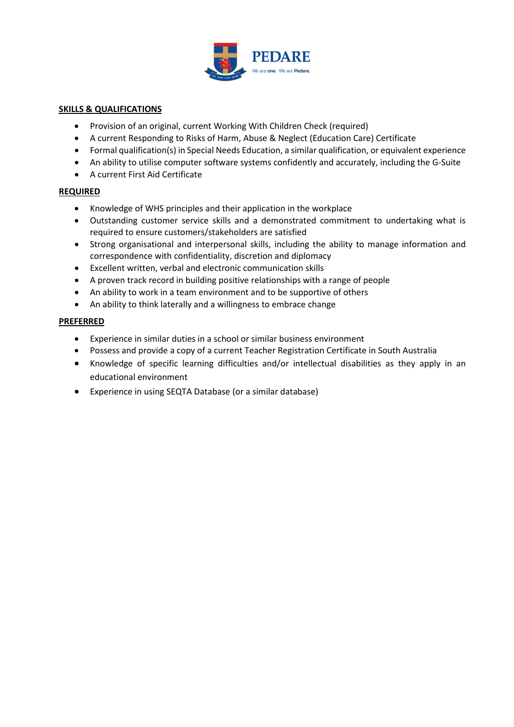## SKILLS & QUALIFICATIONS

- Provision of an original, current Working With Children Check (required)
- A current Responding to Risks of Harm, Abuse & Neglect (Education Care) Certificate
- Formal qualification(s) in Special Needs Education, a similar qualification, or equivalent experience
- An ability to utilise computer software systems confidently and accurately, including the G-Suite
- A current First Aid Certificate

## REQUIRED

- Knowledge of WHS principles and their application in the workplace
- Outstanding customer service skills and a demonstrated commitment to undertaking what is required to ensure customers/stakeholders are satisfied
- Strong organisational and interpersonal skills, including the ability to manage information and correspondence with confidentiality, discretion and diplomacy
- Excellent written, verbal and electronic communication skills
- A proven track record in building positive relationships with a range of people
- An ability to work in a team environment and to be supportive of others
- An ability to think laterally and a willingness to embrace change

## PREFERRED

- Experience in similar duties in a school or similar business environment
- Possess and provide a copy of a current Teacher Registration Certificate in South Australia
- Knowledge of specific learning difficulties and/or intellectual disabilities as they apply in an educational environment
- Experience in using SEQTA Database (or a similar database)